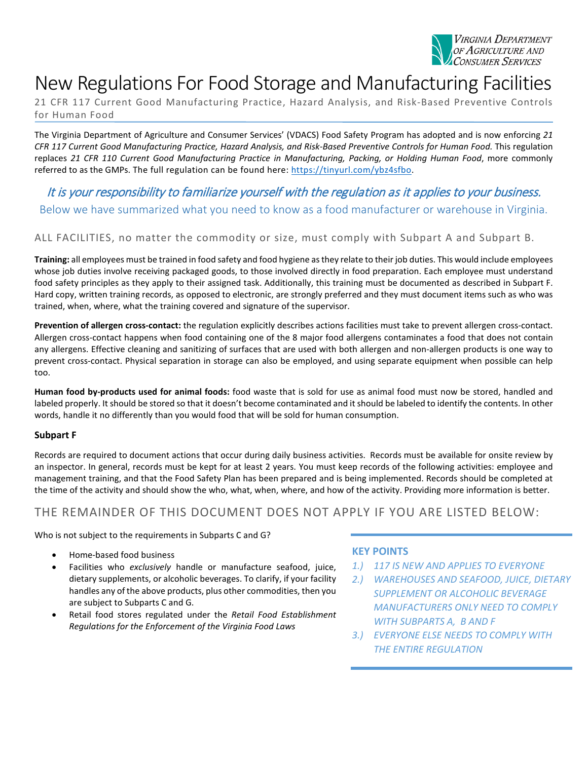Virginia Department of Agriculture and Consumer Services

# New Regulations For Food Storage and Manufacturing Facilities

21 CFR 117 Current Good Manufacturing Practice, Hazard Analysis, and Risk-Based Preventive Controls for Human Food

The Virginia Department of Agriculture and Consumer Services' (VDACS) Food Safety Program has adopted and is now enforcing *21 CFR 117 Current Good Manufacturing Practice, Hazard Analysis, and Risk-Based Preventive Controls for Human Food.* This regulation replaces *21 CFR 110 Current Good Manufacturing Practice in Manufacturing, Packing, or Holding Human Food*, more commonly referred to as the GMPs. The full regulation can be found here: https://tinyurl.com/ybz4sfbo.

*It is your responsibility to familiarize yourself with the regulation as it applies to your business.*

Below we have summarized what you need to know as a food manufacturer or warehouse in Virginia.

## ALL FACILITIES, no matter the commodity or size, must comply with Subpart A and Subpart B.

**Training:** all employees must be trained in food safety and food hygiene as they relate to their job duties. This would include employees whose job duties involve receiving packaged goods, to those involved directly in food preparation. Each employee must understand food safety principles as they apply to their assigned task. Additionally, this training must be documented as described in Subpart F. Hard copy, written training records, as opposed to electronic, are strongly preferred and they must document items such as who was trained, when, where, what the training covered and signature of the supervisor.

**Prevention of allergen cross-contact:** the regulation explicitly describes actions facilities must take to prevent allergen cross-contact. Allergen cross-contact happens when food containing one of the 8 major food allergens contaminates a food that does not contain any allergens. Effective cleaning and sanitizing of surfaces that are used with both allergen and non-allergen products is one way to prevent cross-contact. Physical separation in storage can also be employed, and using separate equipment when possible can help too.

**Human food by-products used for animal foods:** food waste that is sold for use as animal food must now be stored, handled and labeled properly. It should be stored so that it doesn't become contaminated and it should be labeled to identify the contents. In other words, handle it no differently than you would food that will be sold for human consumption.

### Subpart F

Records are required to document actions that occur during daily business activities. Records must be available for onsite review by an inspector. In general, records must be kept for at least 2 years. You must keep records of the following activities: employee and management training, and that the Food Safety Plan has been prepared and is being implemented. Records should be completed at the time of the activity and should show the who, what, when, where, and how of the activity. Providing more information is better.

## THE REMAINDER OF THIS DOCUMENT DOES NOT APPLY IF YOU ARE LISTED BELOW:

Who is not subject to the requirements in Subparts C and G?

- Home-based food business
- Facilities who *exclusively* handle or manufacture seafood, juice, dietary supplements, or alcoholic beverages. To clarify, if your facility handles any of the above products, plus other commodities, then you are subject to Subparts C and G.
- Retail food stores regulated under the *Retail Food Establishment Regulations for the Enforcement of the Virginia Food Laws*

### KEY POINTS

1.) *117 IS NEW AND APPLIES TO EVERYONE*

2.) *WAREHOUSES AND SEAFOOD, JUICE, DIETARY SUPPLEMENT OR ALCOHOLIC BEVERAGE MANUFACTURERS ONLY NEED TO COMPLY WITH SUBPARTS A, B AND F*

3.) *EVERYONE ELSE NEEDS TO COMPLY WITH THE ENTIRE REGULATION*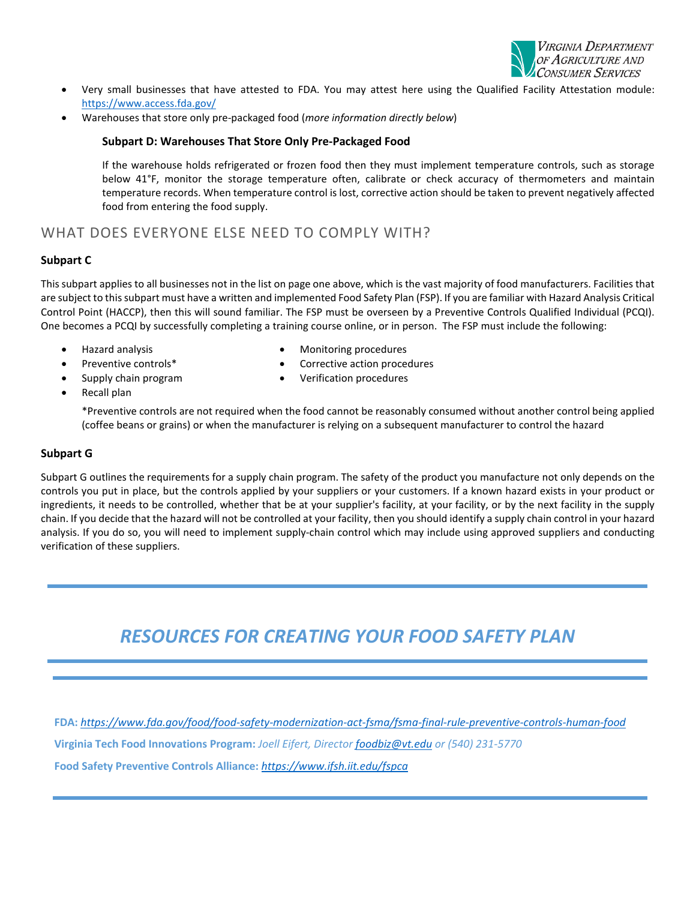- Very small businesses that have attested to FDA. You may attest here using the Qualified Facility Attestation module: https://www.access.fda.gov/
- Warehouses that store only pre-packaged food (*more information directly below*)

### Subpart D: Warehouses That Store Only Pre-Packaged Food

If the warehouse holds refrigerated or frozen food then they must implement temperature controls, such as storage below 41°F, monitor the storage temperature often, calibrate or check accuracy of thermometers and maintain temperature records. When temperature control is lost, corrective action should be taken to prevent negatively affected food from entering the food supply.

## WHAT DOES EVERYONE ELSE NEED TO COMPLY WITH?

### Subpart C

This subpart applies to all businesses not in the list on page one above, which is the vast majority of food manufacturers. Facilities that are subject to this subpart must have a written and implemented Food Safety Plan (FSP). If you are familiar with Hazard Analysis Critical Control Point (HACCP), then this will sound familiar. The FSP must be overseen by a Preventive Controls Qualified Individual (PCQI). One becomes a PCQI by successfully completing a training course online, or in person. The FSP must include the following:

- Hazard analysis
- Preventive controls*
- Supply chain program
- Recall plan
- Monitoring procedures
- Corrective action procedures
- Verification procedures

*Preventive controls are not required when the food cannot be reasonably consumed without another control being applied (coffee beans or grains) or when the manufacturer is relying on a subsequent manufacturer to control the hazard

### Subpart G

Subpart G outlines the requirements for a supply chain program. The safety of the product you manufacture not only depends on the controls you put in place, but the controls applied by your suppliers or your customers. If a known hazard exists in your product or ingredients, it needs to be controlled, whether that be at your supplier's facility, at your facility, or by the next facility in the supply chain. If you decide that the hazard will not be controlled at your facility, then you should identify a supply chain control in your hazard analysis. If you do so, you will need to implement supply-chain control which may include using approved suppliers and conducting verification of these suppliers.

## *RESOURCES FOR CREATING YOUR FOOD SAFETY PLAN*

**FDA:** *https://www.fda.gov/food/food-safety-modernization-act-fsma/fsma-final-rule-preventive-controls-human-food*

**Virginia Tech Food Innovations Program:** *Joell Eifert, Director foodbiz@vt.edu or (540) 231-5770*

**Food Safety Preventive Controls Alliance:** *https://www.ifsh.iit.edu/fspca*